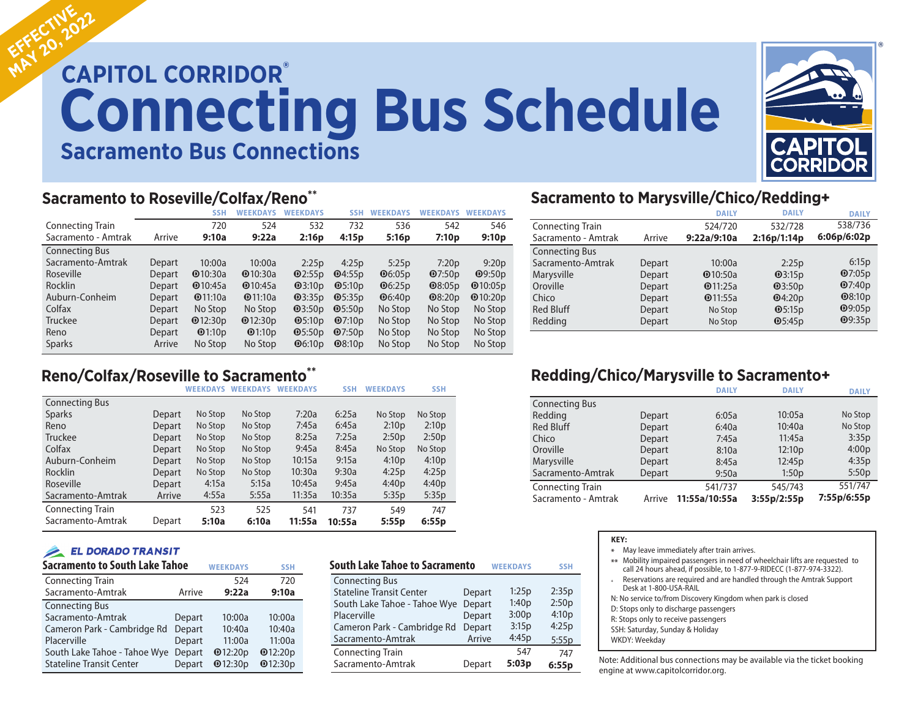EFFECTIVE MAY 20, 2022

# CAPITOL CORRIDOR®

# Connecting Bus Schedule

## Sacramento Bus Connections

### Sacramento to Roseville/Colfax/Reno**

| | | SSH | WEEKDAYS | WEEKDAYS | SSH | WEEKDAYS | WEEKDAYS | WEEKDAYS |
|---|---|---|---|---|---|---|---|---|
| Connecting Train | | 720 | 524 | 532 | 732 | 536 | 542 | 546 |
| Sacramento - Amtrak | Arrive | **9:10a** | **9:22a** | **2:16p** | **4:15p** | **5:16p** | **7:10p** | **9:10p** |
| Connecting Bus | | | | | | | | |
| Sacramento-Amtrak | Depart | 10:00a | 10:00a | 2:25p | 4:25p | 5:25p | 7:20p | 9:20p |
| Roseville | Depart | D10:30a | D10:30a | D2:55p | D4:55p | D6:05p | D7:50p | D9:50p |
| Rocklin | Depart | D10:45a | D10:45a | D3:10p | D5:10p | D6:25p | D8:05p | D10:05p |
| Auburn-Conheim | Depart | D11:10a | D11:10a | D3:35p | D5:35p | D6:40p | D8:20p | D10:20p |
| Colfax | Depart | No Stop | No Stop | D3:50p | D5:50p | No Stop | No Stop | No Stop |
| Truckee | Depart | D12:30p | D12:30p | D5:10p | D7:10p | No Stop | No Stop | No Stop |
| Reno | Depart | D1:10p | D1:10p | D5:50p | D7:50p | No Stop | No Stop | No Stop |
| Sparks | Arrive | No Stop | No Stop | D6:10p | D8:10p | No Stop | No Stop | No Stop |

### Sacramento to Marysville/Chico/Redding+

| | | DAILY | DAILY | DAILY |
|---|---|---|---|---|
| Connecting Train | | 524/720 | 532/728 | 538/736 |
| Sacramento - Amtrak | Arrive | **9:22a/9:10a** | **2:16p/1:14p** | **6:06p/6:02p** |
| Connecting Bus | | | | |
| Sacramento-Amtrak | Depart | 10:00a | 2:25p | 6:15p |
| Marysville | Depart | D10:50a | D3:15p | D7:05p |
| Oroville | Depart | D11:25a | D3:50p | D7:40p |
| Chico | Depart | D11:55a | D4:20p | D8:10p |
| Red Bluff | Depart | No Stop | D5:15p | D9:05p |
| Redding | Depart | No Stop | D5:45p | D9:35p |

### Reno/Colfax/Roseville to Sacramento**

| | | WEEKDAYS | WEEKDAYS | WEEKDAYS | SSH | WEEKDAYS | SSH |
|---|---|---|---|---|---|---|---|
| Connecting Bus | | | | | | | |
| Sparks | Depart | No Stop | No Stop | 7:20a | 6:25a | No Stop | No Stop |
| Reno | Depart | No Stop | No Stop | 7:45a | 6:45a | 2:10p | 2:10p |
| Truckee | Depart | No Stop | No Stop | 8:25a | 7:25a | 2:50p | 2:50p |
| Colfax | Depart | No Stop | No Stop | 9:45a | 8:45a | No Stop | No Stop |
| Auburn-Conheim | Depart | No Stop | No Stop | 10:15a | 9:15a | 4:10p | 4:10p |
| Rocklin | Depart | No Stop | No Stop | 10:30a | 9:30a | 4:25p | 4:25p |
| Roseville | Depart | 4:15a | 5:15a | 10:45a | 9:45a | 4:40p | 4:40p |
| Sacramento-Amtrak | Arrive | 4:55a | 5:55a | 11:35a | 10:35a | 5:35p | 5:35p |
| Connecting Train | | 523 | 525 | 541 | 737 | 549 | 747 |
| Sacramento-Amtrak | Depart | **5:10a** | **6:10a** | **11:55a** | **10:55a** | **5:55p** | **6:55p** |

### Redding/Chico/Marysville to Sacramento+

| | | DAILY | DAILY | DAILY |
|---|---|---|---|---|
| Connecting Bus | | | | |
| Redding | Depart | 6:05a | 10:05a | No Stop |
| Red Bluff | Depart | 6:40a | 10:40a | No Stop |
| Chico | Depart | 7:45a | 11:45a | 3:35p |
| Oroville | Depart | 8:10a | 12:10p | 4:00p |
| Marysville | Depart | 8:45a | 12:45p | 4:35p |
| Sacramento-Amtrak | Depart | 9:50a | 1:50p | 5:50p |
| Connecting Train | | 541/737 | 545/743 | 551/747 |
| Sacramento - Amtrak | Arrive | **11:55a/10:55a** | **3:55p/2:55p** | **7:55p/6:55p** |

**EL DORADO TRANSIT**

### Sacramento to South Lake Tahoe

| | | WEEKDAYS | SSH |
|---|---|---|---|
| Connecting Train | | 524 | 720 |
| Sacramento-Amtrak | Arrive | **9:22a** | **9:10a** |
| Connecting Bus | | | |
| Sacramento-Amtrak | Depart | 10:00a | 10:00a |
| Cameron Park - Cambridge Rd | Depart | 10:40a | 10:40a |
| Placerville | Depart | 11:00a | 11:00a |
| South Lake Tahoe - Tahoe Wye | Depart | D12:20p | D12:20p |
| Stateline Transit Center | Depart | D12:30p | D12:30p |

### South Lake Tahoe to Sacramento

| | | WEEKDAYS | SSH |
|---|---|---|---|
| Connecting Bus | | | |
| Stateline Transit Center | Depart | 1:25p | 2:35p |
| South Lake Tahoe - Tahoe Wye | Depart | 1:40p | 2:50p |
| Placerville | Depart | 3:00p | 4:10p |
| Cameron Park - Cambridge Rd | Depart | 3:15p | 4:25p |
| Sacramento-Amtrak | Arrive | 4:45p | 5:55p |
| Connecting Train | | 547 | 747 |
| Sacramento-Amtrak | Depart | **5:03p** | **6:55p** |

**KEY:**

- \* May leave immediately after train arrives.
- \*\* Mobility impaired passengers in need of wheelchair lifts are requested to call 24 hours ahead, if possible, to 1-877-9-RIDECC (1-877-974-3322).
- + Reservations are required and are handled through the Amtrak Support Desk at 1-800-USA-RAIL

N: No service to/from Discovery Kingdom when park is closed
D: Stops only to discharge passengers
R: Stops only to receive passengers
SSH: Saturday, Sunday & Holiday
WKDY: Weekday

Note: Additional bus connections may be available via the ticket booking engine at www.capitolcorridor.org.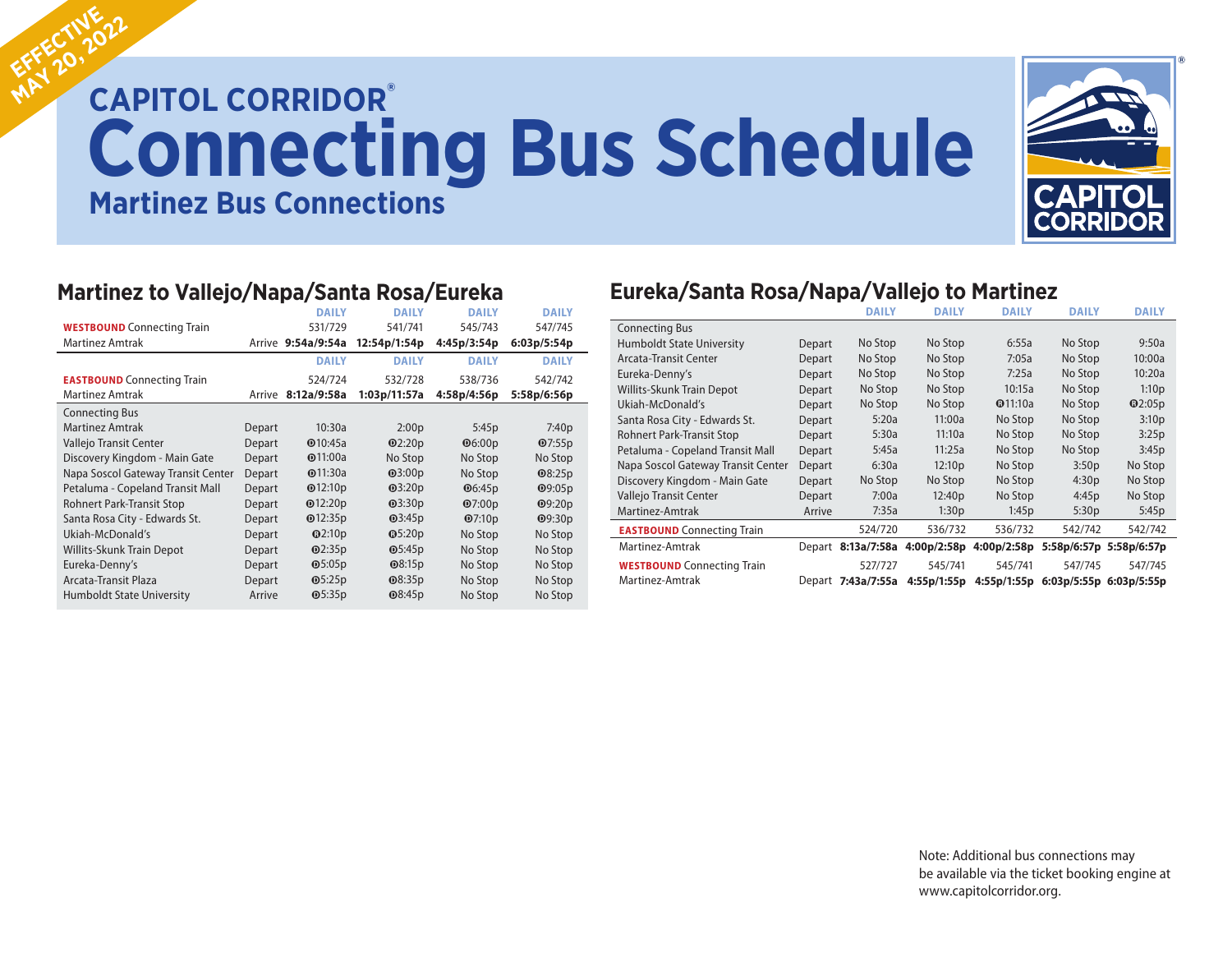EFFECTIVE MAY 20, 2022

**CAPITOL CORRIDOR®**

# Connecting Bus Schedule

## Martinez Bus Connections

## Martinez to Vallejo/Napa/Santa Rosa/Eureka

| | | DAILY | DAILY | DAILY | DAILY |
|---|---|---|---|---|---|
| **WESTBOUND** Connecting Train | | 531/729 | 541/741 | 545/743 | 547/745 |
| Martinez Amtrak | Arrive | **9:54a/9:54a** | **12:54p/1:54p** | **4:45p/3:54p** | **6:03p/5:54p** |
| | | DAILY | DAILY | DAILY | DAILY |
| **EASTBOUND** Connecting Train | | 524/724 | 532/728 | 538/736 | 542/742 |
| Martinez Amtrak | Arrive | **8:12a/9:58a** | **1:03p/11:57a** | **4:58p/4:56p** | **5:58p/6:56p** |
| Connecting Bus | | | | | |
| Martinez Amtrak | Depart | 10:30a | 2:00p | 5:45p | 7:40p |
| Vallejo Transit Center | Depart | ⓓ10:45a | ⓓ2:20p | ⓓ6:00p | ⓓ7:55p |
| Discovery Kingdom - Main Gate | Depart | ⓓ11:00a | No Stop | No Stop | No Stop |
| Napa Soscol Gateway Transit Center | Depart | ⓓ11:30a | ⓓ3:00p | No Stop | ⓓ8:25p |
| Petaluma - Copeland Transit Mall | Depart | ⓓ12:10p | ⓓ3:20p | ⓓ6:45p | ⓓ9:05p |
| Rohnert Park-Transit Stop | Depart | ⓓ12:20p | ⓓ3:30p | ⓓ7:00p | ⓓ9:20p |
| Santa Rosa City - Edwards St. | Depart | ⓓ12:35p | ⓓ3:45p | ⓓ7:10p | ⓓ9:30p |
| Ukiah-McDonald's | Depart | ⓓ2:10p | ⓓ5:20p | No Stop | No Stop |
| Willits-Skunk Train Depot | Depart | ⓓ2:35p | ⓓ5:45p | No Stop | No Stop |
| Eureka-Denny's | Depart | ⓓ5:05p | ⓓ8:15p | No Stop | No Stop |
| Arcata-Transit Plaza | Depart | ⓓ5:25p | ⓓ8:35p | No Stop | No Stop |
| Humboldt State University | Arrive | ⓓ5:35p | ⓓ8:45p | No Stop | No Stop |

## Eureka/Santa Rosa/Napa/Vallejo to Martinez

| | | DAILY | DAILY | DAILY | DAILY | DAILY |
|---|---|---|---|---|---|---|
| Connecting Bus | | | | | | |
| Humboldt State University | Depart | No Stop | No Stop | 6:55a | No Stop | 9:50a |
| Arcata-Transit Center | Depart | No Stop | No Stop | 7:05a | No Stop | 10:00a |
| Eureka-Denny's | Depart | No Stop | No Stop | 7:25a | No Stop | 10:20a |
| Willits-Skunk Train Depot | Depart | No Stop | No Stop | 10:15a | No Stop | 1:10p |
| Ukiah-McDonald's | Depart | No Stop | No Stop | ⓡ11:10a | No Stop | ⓡ2:05p |
| Santa Rosa City - Edwards St. | Depart | 5:20a | 11:00a | No Stop | No Stop | 3:10p |
| Rohnert Park-Transit Stop | Depart | 5:30a | 11:10a | No Stop | No Stop | 3:25p |
| Petaluma - Copeland Transit Mall | Depart | 5:45a | 11:25a | No Stop | No Stop | 3:45p |
| Napa Soscol Gateway Transit Center | Depart | 6:30a | 12:10p | No Stop | 3:50p | No Stop |
| Discovery Kingdom - Main Gate | Depart | No Stop | No Stop | No Stop | 4:30p | No Stop |
| Vallejo Transit Center | Depart | 7:00a | 12:40p | No Stop | 4:45p | No Stop |
| Martinez-Amtrak | Arrive | 7:35a | 1:30p | 1:45p | 5:30p | 5:45p |
| **EASTBOUND** Connecting Train | | 524/720 | 536/732 | 536/732 | 542/742 | 542/742 |
| Martinez-Amtrak | Depart | **8:13a/7:58a** | **4:00p/2:58p** | **4:00p/2:58p** | **5:58p/6:57p** | **5:58p/6:57p** |
| **WESTBOUND** Connecting Train | | 527/727 | 545/741 | 545/741 | 547/745 | 547/745 |
| Martinez-Amtrak | Depart | **7:43a/7:55a** | **4:55p/1:55p** | **4:55p/1:55p** | **6:03p/5:55p** | **6:03p/5:55p** |

Note: Additional bus connections may be available via the ticket booking engine at www.capitolcorridor.org.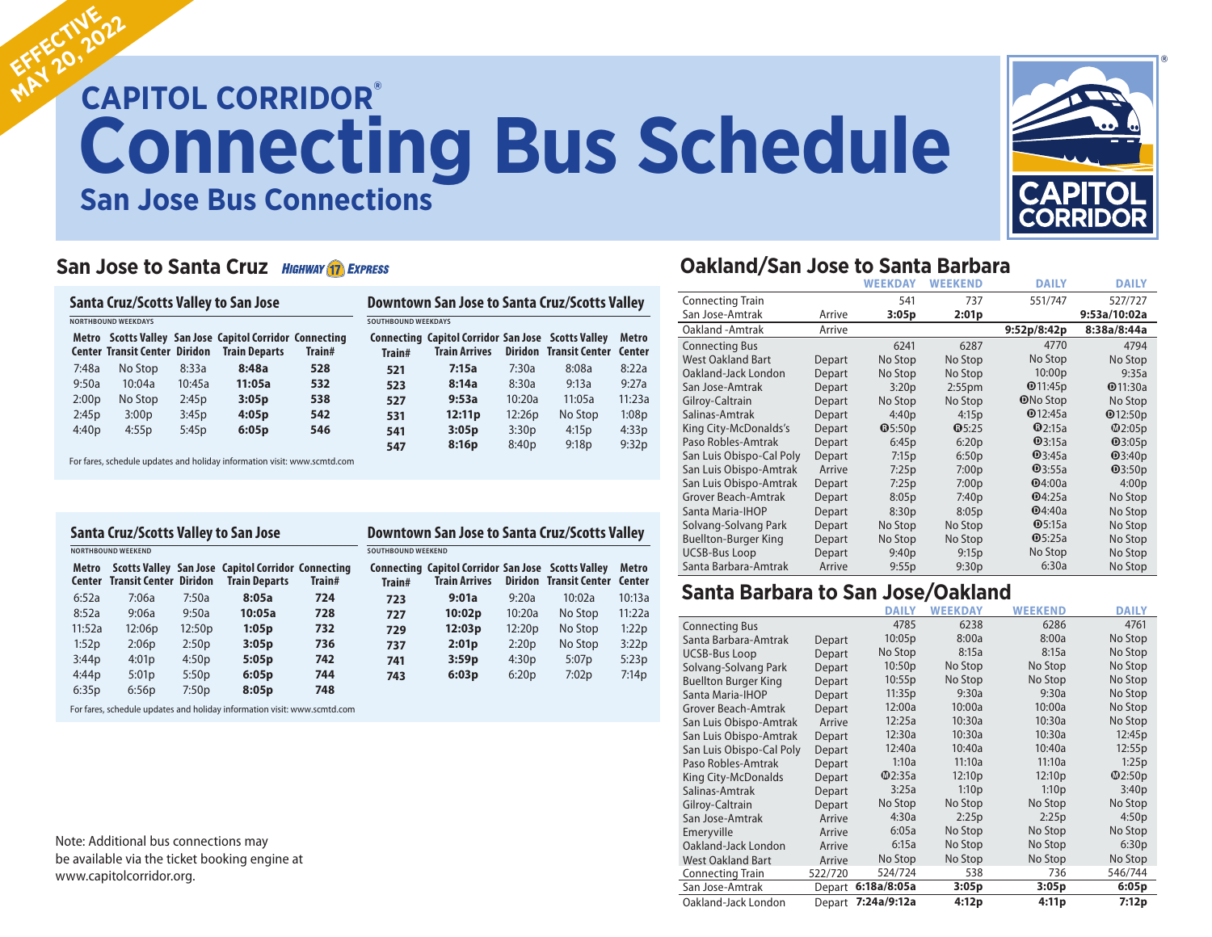EFFECTIVE MAY 20, 2022

# CAPITOL CORRIDOR® Connecting Bus Schedule

## San Jose Bus Connections

## San Jose to Santa Cruz *HIGHWAY 17 EXPRESS*

### Santa Cruz/Scotts Valley to San Jose

NORTHBOUND WEEKDAYS

| Metro Center | Scotts Valley Transit Center | San Jose Diridon | Capitol Corridor Train Departs | Connecting Train# |
|---|---|---|---|---|
| 7:48a | No Stop | 8:33a | **8:48a** | **528** |
| 9:50a | 10:04a | 10:45a | **11:05a** | **532** |
| 2:00p | No Stop | 2:45p | **3:05p** | **538** |
| 2:45p | 3:00p | 3:45p | **4:05p** | **542** |
| 4:40p | 4:55p | 5:45p | **6:05p** | **546** |

### Downtown San Jose to Santa Cruz/Scotts Valley

SOUTHBOUND WEEKDAYS

| Connecting Train# | Capitol Corridor Train Arrives | San Jose Diridon | Scotts Valley Transit Center | Metro Center |
|---|---|---|---|---|
| **521** | **7:15a** | 7:30a | 8:08a | 8:22a |
| **523** | **8:14a** | 8:30a | 9:13a | 9:27a |
| **527** | **9:53a** | 10:20a | 11:05a | 11:23a |
| **531** | **12:11p** | 12:26p | No Stop | 1:08p |
| **541** | **3:05p** | 3:30p | 4:15p | 4:33p |
| **547** | **8:16p** | 8:40p | 9:18p | 9:32p |

For fares, schedule updates and holiday information visit: www.scmtd.com

### Santa Cruz/Scotts Valley to San Jose

NORTHBOUND WEEKEND

| Metro Center | Scotts Valley Transit Center | San Jose Diridon | Capitol Corridor Train Departs | Connecting Train# |
|---|---|---|---|---|
| 6:52a | 7:06a | 7:50a | **8:05a** | **724** |
| 8:52a | 9:06a | 9:50a | **10:05a** | **728** |
| 11:52a | 12:06p | 12:50p | **1:05p** | **732** |
| 1:52p | 2:06p | 2:50p | **3:05p** | **736** |
| 3:44p | 4:01p | 4:50p | **5:05p** | **742** |
| 4:44p | 5:01p | 5:50p | **6:05p** | **744** |
| 6:35p | 6:56p | 7:50p | **8:05p** | **748** |

### Downtown San Jose to Santa Cruz/Scotts Valley

SOUTHBOUND WEEKEND

| Connecting Train# | Capitol Corridor Train Arrives | San Jose Diridon | Scotts Valley Transit Center | Metro Center |
|---|---|---|---|---|
| **723** | **9:01a** | 9:20a | 10:02a | 10:13a |
| **727** | **10:02p** | 10:20a | No Stop | 11:22a |
| **729** | **12:03p** | 12:20p | No Stop | 1:22p |
| **737** | **2:01p** | 2:20p | No Stop | 3:22p |
| **741** | **3:59p** | 4:30p | 5:07p | 5:23p |
| **743** | **6:03p** | 6:20p | 7:02p | 7:14p |

For fares, schedule updates and holiday information visit: www.scmtd.com

Note: Additional bus connections may be available via the ticket booking engine at www.capitolcorridor.org.

## Oakland/San Jose to Santa Barbara

| | | WEEKDAY | WEEKEND | DAILY | DAILY |
|---|---|---|---|---|---|
| Connecting Train | | 541 | 737 | 551/747 | 527/727 |
| San Jose-Amtrak | Arrive | **3:05p** | **2:01p** | | **9:53a/10:02a** |
| Oakland -Amtrak | Arrive | | | **9:52p/8:42p** | **8:38a/8:44a** |
| Connecting Bus | | 6241 | 6287 | 4770 | 4794 |
| West Oakland Bart | Depart | No Stop | No Stop | No Stop | No Stop |
| Oakland-Jack London | Depart | No Stop | No Stop | 10:00p | 9:35a |
| San Jose-Amtrak | Depart | 3:20p | 2:55pm | Ⓓ11:45p | Ⓓ11:30a |
| Gilroy-Caltrain | Depart | No Stop | No Stop | ⒹNo Stop | No Stop |
| Salinas-Amtrak | Depart | 4:40p | 4:15p | Ⓓ12:45a | Ⓓ12:50p |
| King City-McDonald's | Depart | Ⓑ5:50p | Ⓑ5:25 | Ⓑ2:15a | Ⓜ2:05p |
| Paso Robles-Amtrak | Depart | 6:45p | 6:20p | Ⓓ3:15a | Ⓓ3:05p |
| San Luis Obispo-Cal Poly | Depart | 7:15p | 6:50p | Ⓓ3:45a | Ⓓ3:40p |
| San Luis Obispo-Amtrak | Arrive | 7:25p | 7:00p | Ⓓ3:55a | Ⓓ3:50p |
| San Luis Obispo-Amtrak | Depart | 7:25p | 7:00p | Ⓓ4:00a | 4:00p |
| Grover Beach-Amtrak | Depart | 8:05p | 7:40p | Ⓓ4:25a | No Stop |
| Santa Maria-IHOP | Depart | 8:30p | 8:05p | Ⓓ4:40a | No Stop |
| Solvang-Solvang Park | Depart | No Stop | No Stop | Ⓓ5:15a | No Stop |
| Buellton-Burger King | Depart | No Stop | No Stop | Ⓓ5:25a | No Stop |
| UCSB-Bus Loop | Depart | 9:40p | 9:15p | No Stop | No Stop |
| Santa Barbara-Amtrak | Arrive | 9:55p | 9:30p | 6:30a | No Stop |

## Santa Barbara to San Jose/Oakland

| | | DAILY | WEEKDAY | WEEKEND | DAILY |
|---|---|---|---|---|---|
| Connecting Bus | | 4785 | 6238 | 6286 | 4761 |
| Santa Barbara-Amtrak | Depart | 10:05p | 8:00a | 8:00a | No Stop |
| UCSB-Bus Loop | Depart | No Stop | 8:15a | 8:15a | No Stop |
| Solvang-Solvang Park | Depart | 10:50p | No Stop | No Stop | No Stop |
| Buellton Burger King | Depart | 10:55p | No Stop | No Stop | No Stop |
| Santa Maria-IHOP | Depart | 11:35p | 9:30a | 9:30a | No Stop |
| Grover Beach-Amtrak | Depart | 12:00a | 10:00a | 10:00a | No Stop |
| San Luis Obispo-Amtrak | Arrive | 12:25a | 10:30a | 10:30a | No Stop |
| San Luis Obispo-Amtrak | Depart | 12:30a | 10:30a | 10:30a | 12:45p |
| San Luis Obispo-Cal Poly | Depart | 12:40a | 10:40a | 10:40a | 12:55p |
| Paso Robles-Amtrak | Depart | 1:10a | 11:10a | 11:10a | 1:25p |
| King City-McDonalds | Depart | Ⓜ2:35a | 12:10p | 12:10p | Ⓜ2:50p |
| Salinas-Amtrak | Depart | 3:25a | 1:10p | 1:10p | 3:40p |
| Gilroy-Caltrain | Depart | No Stop | No Stop | No Stop | No Stop |
| San Jose-Amtrak | Arrive | 4:30a | 2:25p | 2:25p | 4:50p |
| Emeryville | Arrive | 6:05a | No Stop | No Stop | No Stop |
| Oakland-Jack London | Arrive | 6:15a | No Stop | No Stop | 6:30p |
| West Oakland Bart | Arrive | No Stop | No Stop | No Stop | No Stop |
| Connecting Train | 522/720 | 524/724 | 538 | 736 | 546/744 |
| San Jose-Amtrak | Depart | **6:18a/8:05a** | **3:05p** | **3:05p** | **6:05p** |
| Oakland-Jack London | Depart | **7:24a/9:12a** | **4:12p** | **4:11p** | **7:12p** |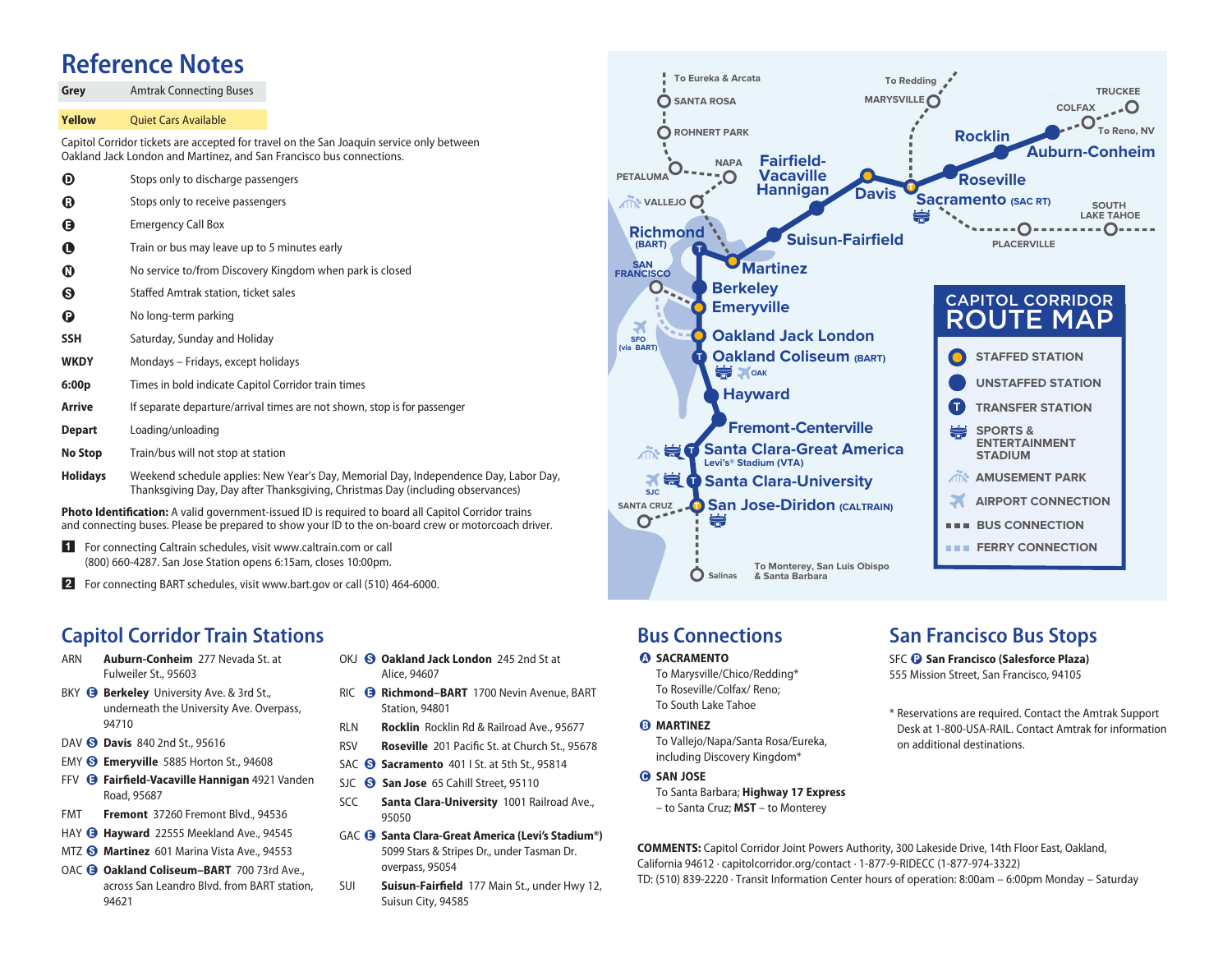# Reference Notes

| | |
|---|---|
| Grey | Amtrak Connecting Buses |
| Yellow | Quiet Cars Available |

Capitol Corridor tickets are accepted for travel on the San Joaquin service only between Oakland Jack London and Martinez, and San Francisco bus connections.

| | |
|---|---|
| D | Stops only to discharge passengers |
| R | Stops only to receive passengers |
| E | Emergency Call Box |
| L | Train or bus may leave up to 5 minutes early |
| N | No service to/from Discovery Kingdom when park is closed |
| S | Staffed Amtrak station, ticket sales |
| P | No long-term parking |
| SSH | Saturday, Sunday and Holiday |
| WKDY | Mondays – Fridays, except holidays |
| 6:00p | Times in bold indicate Capitol Corridor train times |
| Arrive | If separate departure/arrival times are not shown, stop is for passenger |
| Depart | Loading/unloading |
| No Stop | Train/bus will not stop at station |
| Holidays | Weekend schedule applies: New Year's Day, Memorial Day, Independence Day, Labor Day, Thanksgiving Day, Day after Thanksgiving, Christmas Day (including observances) |

**Photo Identification:** A valid government-issued ID is required to board all Capitol Corridor trains and connecting buses. Please be prepared to show your ID to the on-board crew or motorcoach driver.

1 For connecting Caltrain schedules, visit www.caltrain.com or call (800) 660-4287. San Jose Station opens 6:15am, closes 10:00pm.

2 For connecting BART schedules, visit www.bart.gov or call (510) 464-6000.

# CAPITOL CORRIDOR ROUTE MAP

To Eureka & Arcata
SANTA ROSA
ROHNERT PARK
PETALUMA
NAPA
VALLEJO
To Redding
MARYSVILLE
TRUCKEE
COLFAX
To Reno, NV
Rocklin
Auburn-Conheim
Roseville
Fairfield-Vacaville Hannigan
Davis
Sacramento (SAC RT)
SOUTH LAKE TAHOE
PLACERVILLE
Richmond (BART)
Suisun-Fairfield
Martinez
SAN FRANCISCO
Berkeley
Emeryville
SFO (via BART)
Oakland Jack London
Oakland Coliseum (BART)
OAK
Hayward
Fremont-Centerville
Santa Clara-Great America
Levi's® Stadium (VTA)
SJC
Santa Clara-University
SANTA CRUZ
San Jose-Diridon (CALTRAIN)
Salinas
To Monterey, San Luis Obispo & Santa Barbara

STAFFED STATION
UNSTAFFED STATION
TRANSFER STATION
SPORTS & ENTERTAINMENT STADIUM
AMUSEMENT PARK
AIRPORT CONNECTION
BUS CONNECTION
FERRY CONNECTION

## Capitol Corridor Train Stations

ARN **Auburn-Conheim** 277 Nevada St. at Fulweiler St., 95603

BKY E **Berkeley** University Ave. & 3rd St., underneath the University Ave. Overpass, 94710

DAV S **Davis** 840 2nd St., 95616

EMY S **Emeryville** 5885 Horton St., 94608

FFV E **Fairfield-Vacaville Hannigan** 4921 Vanden Road, 95687

FMT **Fremont** 37260 Fremont Blvd., 94536

HAY E **Hayward** 22555 Meekland Ave., 94545

MTZ S **Martinez** 601 Marina Vista Ave., 94553

OAC E **Oakland Coliseum–BART** 700 73rd Ave., across San Leandro Blvd. from BART station, 94621

OKJ S **Oakland Jack London** 245 2nd St at Alice, 94607

RIC E **Richmond–BART** 1700 Nevin Avenue, BART Station, 94801

RLN **Rocklin** Rocklin Rd & Railroad Ave., 95677

RSV **Roseville** 201 Pacific St. at Church St., 95678

SAC S **Sacramento** 401 I St. at 5th St., 95814

SJC S **San Jose** 65 Cahill Street, 95110

SCC **Santa Clara-University** 1001 Railroad Ave., 95050

GAC E **Santa Clara-Great America (Levi's Stadium®)** 5099 Stars & Stripes Dr., under Tasman Dr. overpass, 95054

SUI **Suisun-Fairfield** 177 Main St., under Hwy 12, Suisun City, 94585

## Bus Connections

**A SACRAMENTO**
To Marysville/Chico/Redding*
To Roseville/Colfax/ Reno;
To South Lake Tahoe

**B MARTINEZ**
To Vallejo/Napa/Santa Rosa/Eureka, including Discovery Kingdom*

**C SAN JOSE**
To Santa Barbara; **Highway 17 Express** – to Santa Cruz; **MST** – to Monterey

## San Francisco Bus Stops

SFC P **San Francisco (Salesforce Plaza)**
555 Mission Street, San Francisco, 94105

* Reservations are required. Contact the Amtrak Support Desk at 1-800-USA-RAIL. Contact Amtrak for information on additional destinations.

**COMMENTS:** Capitol Corridor Joint Powers Authority, 300 Lakeside Drive, 14th Floor East, Oakland, California 94612 · capitolcorridor.org/contact · 1-877-9-RIDECC (1-877-974-3322)
TD: (510) 839-2220 · Transit Information Center hours of operation: 8:00am – 6:00pm Monday – Saturday